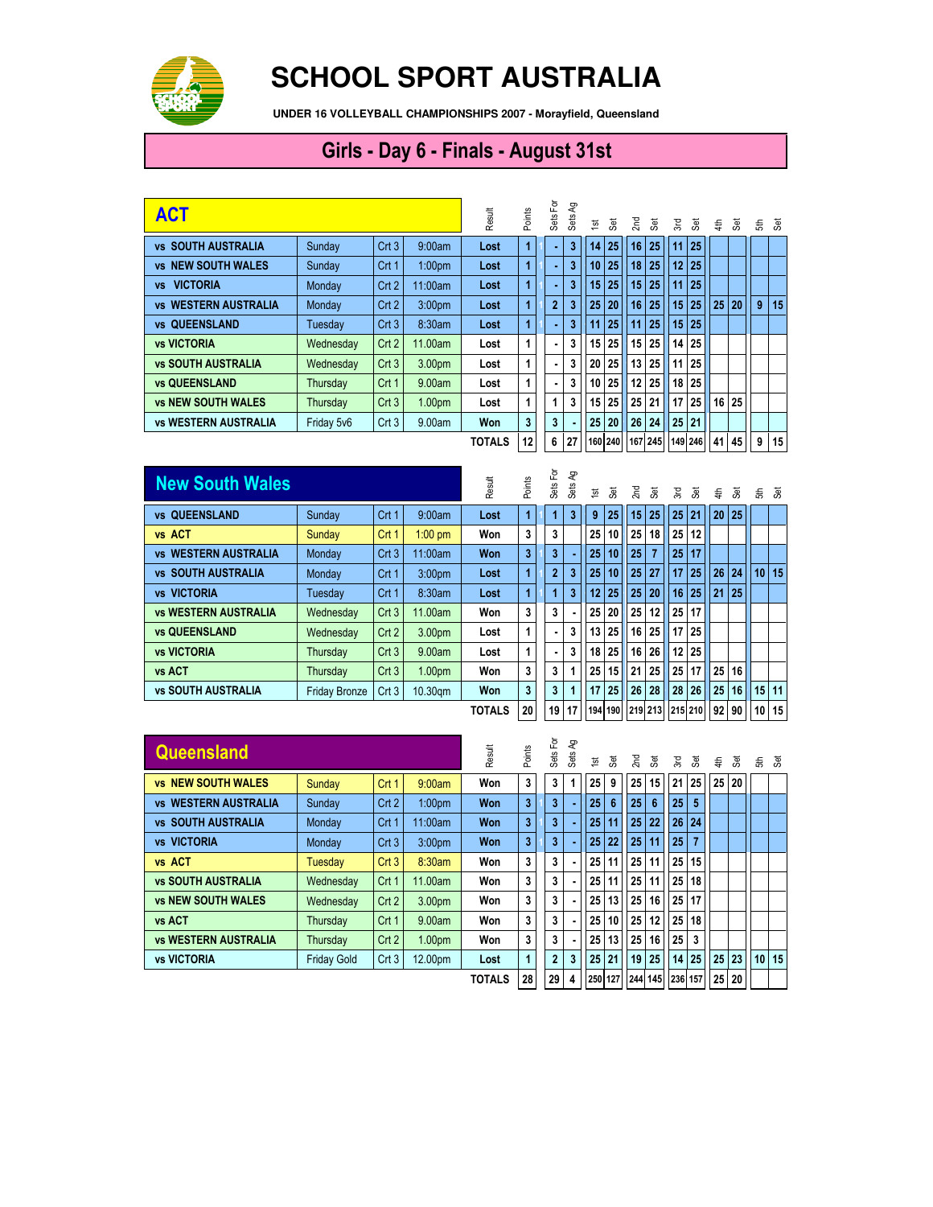# SCHOOL SPORT AUSTRALIA

**UNDER 16 VOLLEYBALL CHAMPIONSHIPS 2007 - Morayfield, Queensland**

## Girls - Day 6 - Finals - August 31st

| ACT | | | | Result | Points | Sets For | Sets Ag | 1st | Set | 2nd | Set | 3rd | Set | 4th | Set | 5th | Set |
|---|---|---|---|---|---|---|---|---|---|---|---|---|---|---|---|---|---|
| vs SOUTH AUSTRALIA | Sunday | Crt 3 | 9:00am | Lost | 1 | - | 3 | 14 | 25 | 16 | 25 | 11 | 25 | | | | |
| vs NEW SOUTH WALES | Sunday | Crt 1 | 1:00pm | Lost | 1 | - | 3 | 10 | 25 | 18 | 25 | 12 | 25 | | | | |
| vs VICTORIA | Monday | Crt 2 | 11:00am | Lost | 1 | - | 3 | 15 | 25 | 15 | 25 | 11 | 25 | | | | |
| vs WESTERN AUSTRALIA | Monday | Crt 2 | 3:00pm | Lost | 1 | 2 | 3 | 25 | 20 | 16 | 25 | 15 | 25 | 25 | 20 | 9 | 15 |
| vs QUEENSLAND | Tuesday | Crt 3 | 8:30am | Lost | 1 | - | 3 | 11 | 25 | 11 | 25 | 15 | 25 | | | | |
| vs VICTORIA | Wednesday | Crt 2 | 11.00am | Lost | 1 | - | 3 | 15 | 25 | 15 | 25 | 14 | 25 | | | | |
| vs SOUTH AUSTRALIA | Wednesday | Crt 3 | 3.00pm | Lost | 1 | - | 3 | 20 | 25 | 13 | 25 | 11 | 25 | | | | |
| vs QUEENSLAND | Thursday | Crt 1 | 9.00am | Lost | 1 | - | 3 | 10 | 25 | 12 | 25 | 18 | 25 | | | | |
| vs NEW SOUTH WALES | Thursday | Crt 3 | 1.00pm | Lost | 1 | 1 | 3 | 15 | 25 | 25 | 21 | 17 | 25 | 16 | 25 | | |
| vs WESTERN AUSTRALIA | Friday 5v6 | Crt 3 | 9.00am | Won | 3 | 3 | - | 25 | 20 | 26 | 24 | 25 | 21 | | | | |
| | | | | TOTALS | 12 | 6 | 27 | 160 | 240 | 167 | 245 | 149 | 246 | 41 | 45 | 9 | 15 |

| New South Wales | | | | Result | Points | Sets For | Sets Ag | 1st | Set | 2nd | Set | 3rd | Set | 4th | Set | 5th | Set |
|---|---|---|---|---|---|---|---|---|---|---|---|---|---|---|---|---|---|
| vs QUEENSLAND | Sunday | Crt 1 | 9:00am | Lost | 1 | 1 | 3 | 9 | 25 | 15 | 25 | 25 | 21 | 20 | 25 | | |
| vs ACT | Sunday | Crt 1 | 1:00 pm | Won | 3 | 3 | | 25 | 10 | 25 | 18 | 25 | 12 | | | | |
| vs WESTERN AUSTRALIA | Monday | Crt 3 | 11:00am | Won | 3 | 3 | - | 25 | 10 | 25 | 7 | 25 | 17 | | | | |
| vs SOUTH AUSTRALIA | Monday | Crt 1 | 3:00pm | Lost | 1 | 2 | 3 | 25 | 10 | 25 | 27 | 17 | 25 | 26 | 24 | 10 | 15 |
| vs VICTORIA | Tuesday | Crt 1 | 8:30am | Lost | 1 | 1 | 3 | 12 | 25 | 25 | 20 | 16 | 25 | 21 | 25 | | |
| vs WESTERN AUSTRALIA | Wednesday | Crt 3 | 11.00am | Won | 3 | 3 | - | 25 | 20 | 25 | 12 | 25 | 17 | | | | |
| vs QUEENSLAND | Wednesday | Crt 2 | 3.00pm | Lost | 1 | - | 3 | 13 | 25 | 16 | 25 | 17 | 25 | | | | |
| vs VICTORIA | Thursday | Crt 3 | 9.00am | Lost | 1 | - | 3 | 18 | 25 | 16 | 26 | 12 | 25 | | | | |
| vs ACT | Thursday | Crt 3 | 1.00pm | Won | 3 | 3 | 1 | 25 | 15 | 21 | 25 | 25 | 17 | 25 | 16 | | |
| vs SOUTH AUSTRALIA | Friday Bronze | Crt 3 | 10.30qm | Won | 3 | 3 | 1 | 17 | 25 | 26 | 28 | 28 | 26 | 25 | 16 | 15 | 11 |
| | | | | TOTALS | 20 | 19 | 17 | 194 | 190 | 219 | 213 | 215 | 210 | 92 | 90 | 10 | 15 |

| Queensland | | | | Result | Points | Sets For | Sets Ag | 1st | Set | 2nd | Set | 3rd | Set | 4th | Set | 5th | Set |
|---|---|---|---|---|---|---|---|---|---|---|---|---|---|---|---|---|---|
| vs NEW SOUTH WALES | Sunday | Crt 1 | 9:00am | Won | 3 | 3 | 1 | 25 | 9 | 25 | 15 | 21 | 25 | 25 | 20 | | |
| vs WESTERN AUSTRALIA | Sunday | Crt 2 | 1:00pm | Won | 3 | 3 | - | 25 | 6 | 25 | 6 | 25 | 5 | | | | |
| vs SOUTH AUSTRALIA | Monday | Crt 1 | 11:00am | Won | 3 | 3 | - | 25 | 11 | 25 | 22 | 26 | 24 | | | | |
| vs VICTORIA | Monday | Crt 3 | 3:00pm | Won | 3 | 3 | - | 25 | 22 | 25 | 11 | 25 | 7 | | | | |
| vs ACT | Tuesday | Crt 3 | 8:30am | Won | 3 | 3 | - | 25 | 11 | 25 | 11 | 25 | 15 | | | | |
| vs SOUTH AUSTRALIA | Wednesday | Crt 1 | 11.00am | Won | 3 | 3 | - | 25 | 11 | 25 | 11 | 25 | 18 | | | | |
| vs NEW SOUTH WALES | Wednesday | Crt 2 | 3.00pm | Won | 3 | 3 | - | 25 | 13 | 25 | 16 | 25 | 17 | | | | |
| vs ACT | Thursday | Crt 1 | 9.00am | Won | 3 | 3 | - | 25 | 10 | 25 | 12 | 25 | 18 | | | | |
| vs WESTERN AUSTRALIA | Thursday | Crt 2 | 1.00pm | Won | 3 | 3 | - | 25 | 13 | 25 | 16 | 25 | 3 | | | | |
| vs VICTORIA | Friday Gold | Crt 3 | 12.00pm | Lost | 1 | 2 | 3 | 25 | 21 | 19 | 25 | 14 | 25 | 25 | 23 | 10 | 15 |
| | | | | TOTALS | 28 | 29 | 4 | 250 | 127 | 244 | 145 | 236 | 157 | 25 | 20 | | |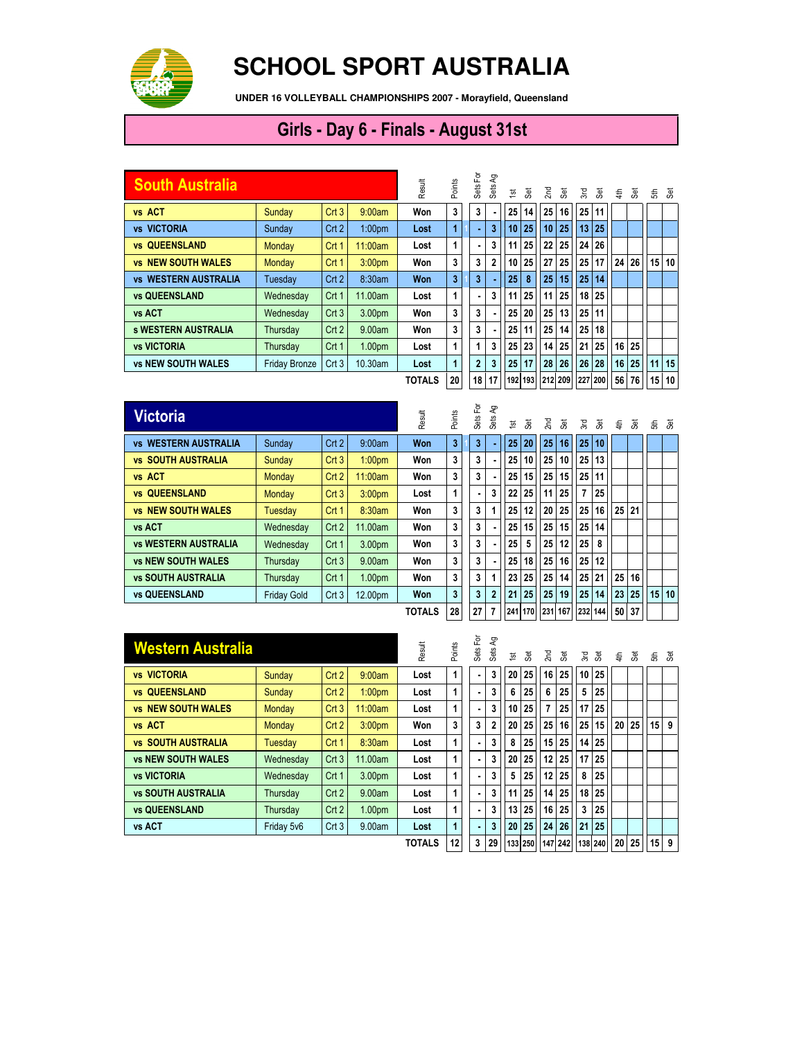# SCHOOL SPORT AUSTRALIA

**UNDER 16 VOLLEYBALL CHAMPIONSHIPS 2007 - Morayfield, Queensland**

## Girls - Day 6 - Finals - August 31st

| South Australia | | | | Result | Points | Sets For | Sets Ag | 1st | Set | 2nd | Set | 3rd | Set | 4th | Set | 5th | Set |
|---|---|---|---|---|---|---|---|---|---|---|---|---|---|---|---|---|---|
| vs ACT | Sunday | Crt 3 | 9:00am | Won | 3 | 3 | - | 25 | 14 | 25 | 16 | 25 | 11 | | | | |
| vs VICTORIA | Sunday | Crt 2 | 1:00pm | Lost | 1 | - | 3 | 10 | 25 | 10 | 25 | 13 | 25 | | | | |
| vs QUEENSLAND | Monday | Crt 1 | 11:00am | Lost | 1 | - | 3 | 11 | 25 | 22 | 25 | 24 | 26 | | | | |
| vs NEW SOUTH WALES | Monday | Crt 1 | 3:00pm | Won | 3 | 3 | 2 | 10 | 25 | 27 | 25 | 25 | 17 | 24 | 26 | 15 | 10 |
| vs WESTERN AUSTRALIA | Tuesday | Crt 2 | 8:30am | Won | 3 | 3 | - | 25 | 8 | 25 | 15 | 25 | 14 | | | | |
| vs QUEENSLAND | Wednesday | Crt 1 | 11.00am | Lost | 1 | - | 3 | 11 | 25 | 11 | 25 | 18 | 25 | | | | |
| vs ACT | Wednesday | Crt 3 | 3.00pm | Won | 3 | 3 | - | 25 | 20 | 25 | 13 | 25 | 11 | | | | |
| s WESTERN AUSTRALIA | Thursday | Crt 2 | 9.00am | Won | 3 | 3 | - | 25 | 11 | 25 | 14 | 25 | 18 | | | | |
| vs VICTORIA | Thursday | Crt 1 | 1.00pm | Lost | 1 | 1 | 3 | 25 | 23 | 14 | 25 | 21 | 25 | 16 | 25 | | |
| vs NEW SOUTH WALES | Friday Bronze | Crt 3 | 10.30am | Lost | 1 | 2 | 3 | 25 | 17 | 28 | 26 | 26 | 28 | 16 | 25 | 11 | 15 |
| | | | | TOTALS | 20 | 18 | 17 | 192 | 193 | 212 | 209 | 227 | 200 | 56 | 76 | 15 | 10 |

| Victoria | | | | Result | Points | Sets For | Sets Ag | 1st | Set | 2nd | Set | 3rd | Set | 4th | Set | 5th | Set |
|---|---|---|---|---|---|---|---|---|---|---|---|---|---|---|---|---|---|
| vs WESTERN AUSTRALIA | Sunday | Crt 2 | 9:00am | Won | 3 | 3 | - | 25 | 20 | 25 | 16 | 25 | 10 | | | | |
| vs SOUTH AUSTRALIA | Sunday | Crt 3 | 1:00pm | Won | 3 | 3 | - | 25 | 10 | 25 | 10 | 25 | 13 | | | | |
| vs ACT | Monday | Crt 2 | 11:00am | Won | 3 | 3 | - | 25 | 15 | 25 | 15 | 25 | 11 | | | | |
| vs QUEENSLAND | Monday | Crt 3 | 3:00pm | Lost | 1 | - | 3 | 22 | 25 | 11 | 25 | 7 | 25 | | | | |
| vs NEW SOUTH WALES | Tuesday | Crt 1 | 8:30am | Won | 3 | 3 | 1 | 25 | 12 | 20 | 25 | 25 | 16 | 25 | 21 | | |
| vs ACT | Wednesday | Crt 2 | 11.00am | Won | 3 | 3 | - | 25 | 15 | 25 | 15 | 25 | 14 | | | | |
| vs WESTERN AUSTRALIA | Wednesday | Crt 1 | 3.00pm | Won | 3 | 3 | - | 25 | 5 | 25 | 12 | 25 | 8 | | | | |
| vs NEW SOUTH WALES | Thursday | Crt 3 | 9.00am | Won | 3 | 3 | - | 25 | 18 | 25 | 16 | 25 | 12 | | | | |
| vs SOUTH AUSTRALIA | Thursday | Crt 1 | 1.00pm | Won | 3 | 3 | 1 | 23 | 25 | 25 | 14 | 25 | 21 | 25 | 16 | | |
| vs QUEENSLAND | Friday Gold | Crt 3 | 12.00pm | Won | 3 | 3 | 2 | 21 | 25 | 25 | 19 | 25 | 14 | 23 | 25 | 15 | 10 |
| | | | | TOTALS | 28 | 27 | 7 | 241 | 170 | 231 | 167 | 232 | 144 | 50 | 37 | | |

| Western Australia | | | | Result | Points | Sets For | Sets Ag | 1st | Set | 2nd | Set | 3rd | Set | 4th | Set | 5th | Set |
|---|---|---|---|---|---|---|---|---|---|---|---|---|---|---|---|---|---|
| vs VICTORIA | Sunday | Crt 2 | 9:00am | Lost | 1 | - | 3 | 20 | 25 | 16 | 25 | 10 | 25 | | | | |
| vs QUEENSLAND | Sunday | Crt 2 | 1:00pm | Lost | 1 | - | 3 | 6 | 25 | 6 | 25 | 5 | 25 | | | | |
| vs NEW SOUTH WALES | Monday | Crt 3 | 11:00am | Lost | 1 | - | 3 | 10 | 25 | 7 | 25 | 17 | 25 | | | | |
| vs ACT | Monday | Crt 2 | 3:00pm | Won | 3 | 3 | 2 | 20 | 25 | 25 | 16 | 25 | 15 | 20 | 25 | 15 | 9 |
| vs SOUTH AUSTRALIA | Tuesday | Crt 1 | 8:30am | Lost | 1 | - | 3 | 8 | 25 | 15 | 25 | 14 | 25 | | | | |
| vs NEW SOUTH WALES | Wednesday | Crt 3 | 11.00am | Lost | 1 | - | 3 | 20 | 25 | 12 | 25 | 17 | 25 | | | | |
| vs VICTORIA | Wednesday | Crt 1 | 3.00pm | Lost | 1 | - | 3 | 5 | 25 | 12 | 25 | 8 | 25 | | | | |
| vs SOUTH AUSTRALIA | Thursday | Crt 2 | 9.00am | Lost | 1 | - | 3 | 11 | 25 | 14 | 25 | 18 | 25 | | | | |
| vs QUEENSLAND | Thursday | Crt 2 | 1.00pm | Lost | 1 | - | 3 | 13 | 25 | 16 | 25 | 3 | 25 | | | | |
| vs ACT | Friday 5v6 | Crt 3 | 9.00am | Lost | 1 | - | 3 | 20 | 25 | 24 | 26 | 21 | 25 | | | | |
| | | | | TOTALS | 12 | 3 | 29 | 133 | 250 | 147 | 242 | 138 | 240 | 20 | 25 | 15 | 9 |